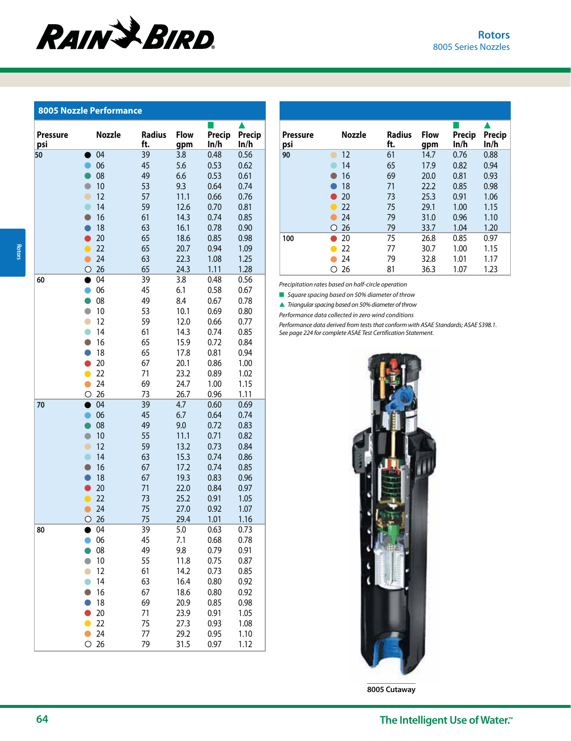# Rotors

8005 Series Nozzles

## 8005 Nozzle Performance

| Pressure psi | Nozzle | Radius ft. | Flow gpm | ■ Precip In/h | ▲ Precip In/h |
|---|---|---|---|---|---|
| 50 | ● 04 | 39 | 3.8 | 0.48 | 0.56 |
| | ● 06 | 45 | 5.6 | 0.53 | 0.62 |
| | ● 08 | 49 | 6.6 | 0.53 | 0.61 |
| | ● 10 | 53 | 9.3 | 0.64 | 0.74 |
| | ● 12 | 57 | 11.1 | 0.66 | 0.76 |
| | ● 14 | 59 | 12.6 | 0.70 | 0.81 |
| | ● 16 | 61 | 14.3 | 0.74 | 0.85 |
| | ● 18 | 63 | 16.1 | 0.78 | 0.90 |
| | ● 20 | 65 | 18.6 | 0.85 | 0.98 |
| | ● 22 | 65 | 20.7 | 0.94 | 1.09 |
| | ● 24 | 63 | 22.3 | 1.08 | 1.25 |
| | ○ 26 | 65 | 24.3 | 1.11 | 1.28 |
| 60 | ● 04 | 39 | 3.8 | 0.48 | 0.56 |
| | ● 06 | 45 | 6.1 | 0.58 | 0.67 |
| | ● 08 | 49 | 8.4 | 0.67 | 0.78 |
| | ● 10 | 53 | 10.1 | 0.69 | 0.80 |
| | ● 12 | 59 | 12.0 | 0.66 | 0.77 |
| | ● 14 | 61 | 14.3 | 0.74 | 0.85 |
| | ● 16 | 65 | 15.9 | 0.72 | 0.84 |
| | ● 18 | 65 | 17.8 | 0.81 | 0.94 |
| | ● 20 | 67 | 20.1 | 0.86 | 1.00 |
| | ● 22 | 71 | 23.2 | 0.89 | 1.02 |
| | ● 24 | 69 | 24.7 | 1.00 | 1.15 |
| | ○ 26 | 73 | 26.7 | 0.96 | 1.11 |
| 70 | ● 04 | 39 | 4.7 | 0.60 | 0.69 |
| | ● 06 | 45 | 6.7 | 0.64 | 0.74 |
| | ● 08 | 49 | 9.0 | 0.72 | 0.83 |
| | ● 10 | 55 | 11.1 | 0.71 | 0.82 |
| | ● 12 | 59 | 13.2 | 0.73 | 0.84 |
| | ● 14 | 63 | 15.3 | 0.74 | 0.86 |
| | ● 16 | 67 | 17.2 | 0.74 | 0.85 |
| | ● 18 | 67 | 19.3 | 0.83 | 0.96 |
| | ● 20 | 71 | 22.0 | 0.84 | 0.97 |
| | ● 22 | 73 | 25.2 | 0.91 | 1.05 |
| | ● 24 | 75 | 27.0 | 0.92 | 1.07 |
| | ○ 26 | 75 | 29.4 | 1.01 | 1.16 |
| 80 | ● 04 | 39 | 5.0 | 0.63 | 0.73 |
| | ● 06 | 45 | 7.1 | 0.68 | 0.78 |
| | ● 08 | 49 | 9.8 | 0.79 | 0.91 |
| | ● 10 | 55 | 11.8 | 0.75 | 0.87 |
| | ● 12 | 61 | 14.2 | 0.73 | 0.85 |
| | ● 14 | 63 | 16.4 | 0.80 | 0.92 |
| | ● 16 | 67 | 18.6 | 0.80 | 0.92 |
| | ● 18 | 69 | 20.9 | 0.85 | 0.98 |
| | ● 20 | 71 | 23.9 | 0.91 | 1.05 |
| | ● 22 | 75 | 27.3 | 0.93 | 1.08 |
| | ● 24 | 77 | 29.2 | 0.95 | 1.10 |
| | ○ 26 | 79 | 31.5 | 0.97 | 1.12 |
| 90 | ● 12 | 61 | 14.7 | 0.76 | 0.88 |
| | ● 14 | 65 | 17.9 | 0.82 | 0.94 |
| | ● 16 | 69 | 20.0 | 0.81 | 0.93 |
| | ● 18 | 71 | 22.2 | 0.85 | 0.98 |
| | ● 20 | 73 | 25.3 | 0.91 | 1.06 |
| | ● 22 | 75 | 29.1 | 1.00 | 1.15 |
| | ● 24 | 79 | 31.0 | 0.96 | 1.10 |
| | ○ 26 | 79 | 33.7 | 1.04 | 1.20 |
| 100 | ● 20 | 75 | 26.8 | 0.85 | 0.97 |
| | ● 22 | 77 | 30.7 | 1.00 | 1.15 |
| | ● 24 | 79 | 32.8 | 1.01 | 1.17 |
| | ○ 26 | 81 | 36.3 | 1.07 | 1.23 |

*Precipitation rates based on half-circle operation*

■ *Square spacing based on 50% diameter of throw*

▲ *Triangular spacing based on 50% diameter of throw*

*Performance data collected in zero wind conditions*

*Performance data derived from tests that conform with ASAE Standards; ASAE S398.1. See page 224 for complete ASAE Test Certification Statement.*

8005 Cutaway

The Intelligent Use of Water.™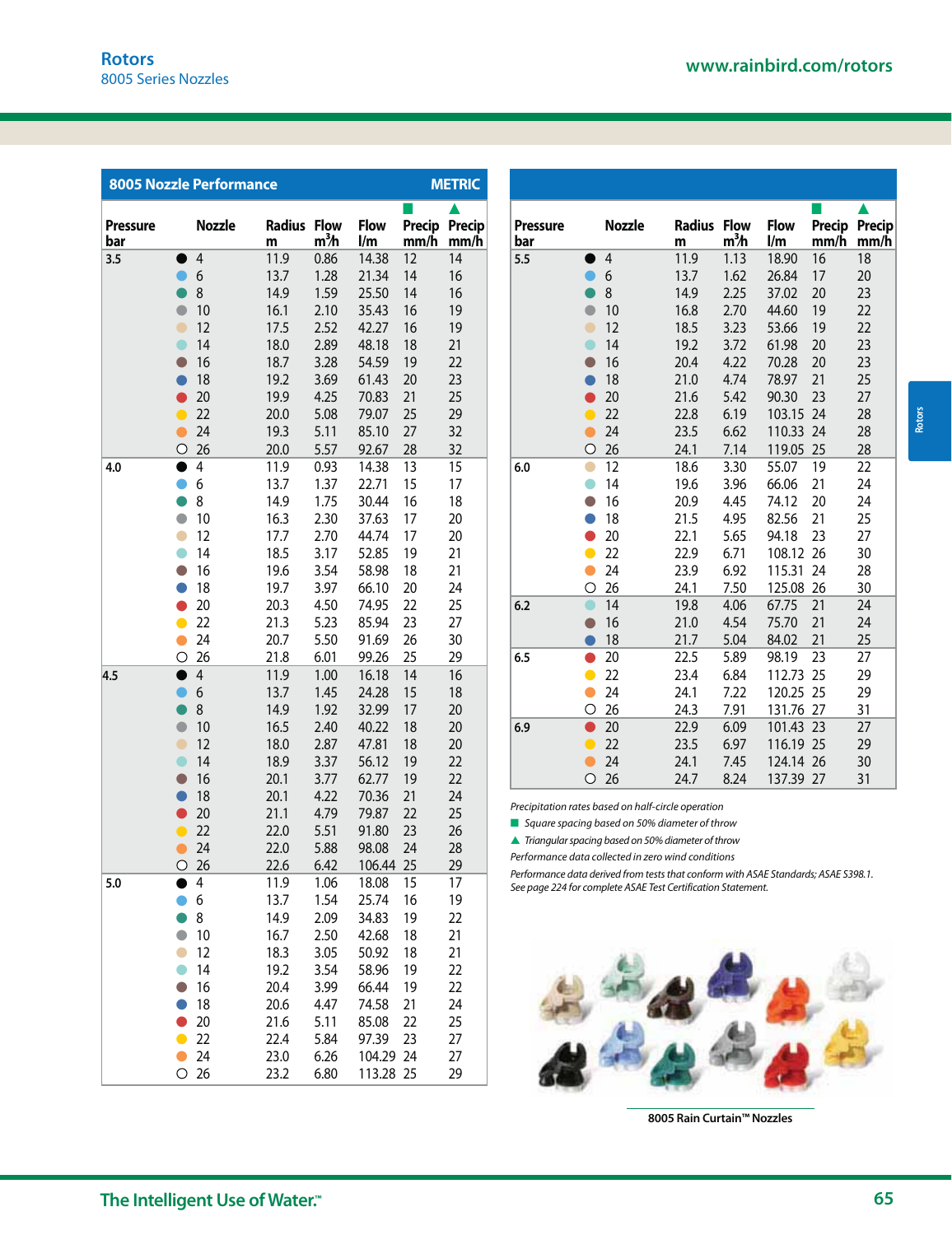## Rotors
8005 Series Nozzles

### 8005 Nozzle Performance — METRIC

| Pressure bar | Nozzle | Radius m | Flow m³/h | Flow l/m | ■ Precip mm/h | ▲ Precip mm/h |
|---|---|---|---|---|---|---|
| 3.5 | ● 4 | 11.9 | 0.86 | 14.38 | 12 | 14 |
| | ● 6 | 13.7 | 1.28 | 21.34 | 14 | 16 |
| | ● 8 | 14.9 | 1.59 | 25.50 | 14 | 16 |
| | ● 10 | 16.1 | 2.10 | 35.43 | 16 | 19 |
| | ● 12 | 17.5 | 2.52 | 42.27 | 16 | 19 |
| | ● 14 | 18.0 | 2.89 | 48.18 | 18 | 21 |
| | ● 16 | 18.7 | 3.28 | 54.59 | 19 | 22 |
| | ● 18 | 19.2 | 3.69 | 61.43 | 20 | 23 |
| | ● 20 | 19.9 | 4.25 | 70.83 | 21 | 25 |
| | ● 22 | 20.0 | 5.08 | 79.07 | 25 | 29 |
| | ● 24 | 19.3 | 5.11 | 85.10 | 27 | 32 |
| | ○ 26 | 20.0 | 5.57 | 92.67 | 28 | 32 |
| 4.0 | ● 4 | 11.9 | 0.93 | 14.38 | 13 | 15 |
| | ● 6 | 13.7 | 1.37 | 22.71 | 15 | 17 |
| | ● 8 | 14.9 | 1.75 | 30.44 | 16 | 18 |
| | ● 10 | 16.3 | 2.30 | 37.63 | 17 | 20 |
| | ● 12 | 17.7 | 2.70 | 44.74 | 17 | 20 |
| | ● 14 | 18.5 | 3.17 | 52.85 | 19 | 21 |
| | ● 16 | 19.6 | 3.54 | 58.98 | 18 | 21 |
| | ● 18 | 19.7 | 3.97 | 66.10 | 20 | 24 |
| | ● 20 | 20.3 | 4.50 | 74.95 | 22 | 25 |
| | ● 22 | 21.3 | 5.23 | 85.94 | 23 | 27 |
| | ● 24 | 20.7 | 5.50 | 91.69 | 26 | 30 |
| | ○ 26 | 21.8 | 6.01 | 99.26 | 25 | 29 |
| 4.5 | ● 4 | 11.9 | 1.00 | 16.18 | 14 | 16 |
| | ● 6 | 13.7 | 1.45 | 24.28 | 15 | 18 |
| | ● 8 | 14.9 | 1.92 | 32.99 | 17 | 20 |
| | ● 10 | 16.5 | 2.40 | 40.22 | 18 | 20 |
| | ● 12 | 18.0 | 2.87 | 47.81 | 18 | 20 |
| | ● 14 | 18.9 | 3.37 | 56.12 | 19 | 22 |
| | ● 16 | 20.1 | 3.77 | 62.77 | 19 | 22 |
| | ● 18 | 20.1 | 4.22 | 70.36 | 21 | 24 |
| | ● 20 | 21.1 | 4.79 | 79.87 | 22 | 25 |
| | ● 22 | 22.0 | 5.51 | 91.80 | 23 | 26 |
| | ● 24 | 22.0 | 5.88 | 98.08 | 24 | 28 |
| | ○ 26 | 22.6 | 6.42 | 106.44 | 25 | 29 |
| 5.0 | ● 4 | 11.9 | 1.06 | 18.08 | 15 | 17 |
| | ● 6 | 13.7 | 1.54 | 25.74 | 16 | 19 |
| | ● 8 | 14.9 | 2.09 | 34.83 | 19 | 22 |
| | ● 10 | 16.7 | 2.50 | 42.68 | 18 | 21 |
| | ● 12 | 18.3 | 3.05 | 50.92 | 18 | 21 |
| | ● 14 | 19.2 | 3.54 | 58.96 | 19 | 22 |
| | ● 16 | 20.4 | 3.99 | 66.44 | 19 | 22 |
| | ● 18 | 20.6 | 4.47 | 74.58 | 21 | 24 |
| | ● 20 | 21.6 | 5.11 | 85.08 | 22 | 25 |
| | ● 22 | 22.4 | 5.84 | 97.39 | 23 | 27 |
| | ● 24 | 23.0 | 6.26 | 104.29 | 24 | 27 |
| | ○ 26 | 23.2 | 6.80 | 113.28 | 25 | 29 |
| 5.5 | ● 4 | 11.9 | 1.13 | 18.90 | 16 | 18 |
| | ● 6 | 13.7 | 1.62 | 26.84 | 17 | 20 |
| | ● 8 | 14.9 | 2.25 | 37.02 | 20 | 23 |
| | ● 10 | 16.8 | 2.70 | 44.60 | 19 | 22 |
| | ● 12 | 18.5 | 3.23 | 53.66 | 19 | 22 |
| | ● 14 | 19.2 | 3.72 | 61.98 | 20 | 23 |
| | ● 16 | 20.4 | 4.22 | 70.28 | 20 | 23 |
| | ● 18 | 21.0 | 4.74 | 78.97 | 21 | 25 |
| | ● 20 | 21.6 | 5.42 | 90.30 | 23 | 27 |
| | ● 22 | 22.8 | 6.19 | 103.15 | 24 | 28 |
| | ● 24 | 23.5 | 6.62 | 110.33 | 24 | 28 |
| | ○ 26 | 24.1 | 7.14 | 119.05 | 25 | 28 |
| 6.0 | ● 12 | 18.6 | 3.30 | 55.07 | 19 | 22 |
| | ● 14 | 19.6 | 3.96 | 66.06 | 21 | 24 |
| | ● 16 | 20.9 | 4.45 | 74.12 | 20 | 24 |
| | ● 18 | 21.5 | 4.95 | 82.56 | 21 | 25 |
| | ● 20 | 22.1 | 5.65 | 94.18 | 23 | 27 |
| | ● 22 | 22.9 | 6.71 | 108.12 | 26 | 30 |
| | ● 24 | 23.9 | 6.92 | 115.31 | 24 | 28 |
| | ○ 26 | 24.1 | 7.50 | 125.08 | 26 | 30 |
| 6.2 | ● 14 | 19.8 | 4.06 | 67.75 | 21 | 24 |
| | ● 16 | 21.0 | 4.54 | 75.70 | 21 | 24 |
| | ● 18 | 21.7 | 5.04 | 84.02 | 21 | 25 |
| 6.5 | ● 20 | 22.5 | 5.89 | 98.19 | 23 | 27 |
| | ● 22 | 23.4 | 6.84 | 112.73 | 25 | 29 |
| | ● 24 | 24.1 | 7.22 | 120.25 | 25 | 29 |
| | ○ 26 | 24.3 | 7.91 | 131.76 | 27 | 31 |
| 6.9 | ● 20 | 22.9 | 6.09 | 101.43 | 23 | 27 |
| | ● 22 | 23.5 | 6.97 | 116.19 | 25 | 29 |
| | ● 24 | 24.1 | 7.45 | 124.14 | 26 | 30 |
| | ○ 26 | 24.7 | 8.24 | 137.39 | 27 | 31 |

*Precipitation rates based on half-circle operation*

■ *Square spacing based on 50% diameter of throw*

▲ *Triangular spacing based on 50% diameter of throw*

*Performance data collected in zero wind conditions*

*Performance data derived from tests that conform with ASAE Standards; ASAE S398.1. See page 224 for complete ASAE Test Certification Statement.*

**8005 Rain Curtain™ Nozzles**